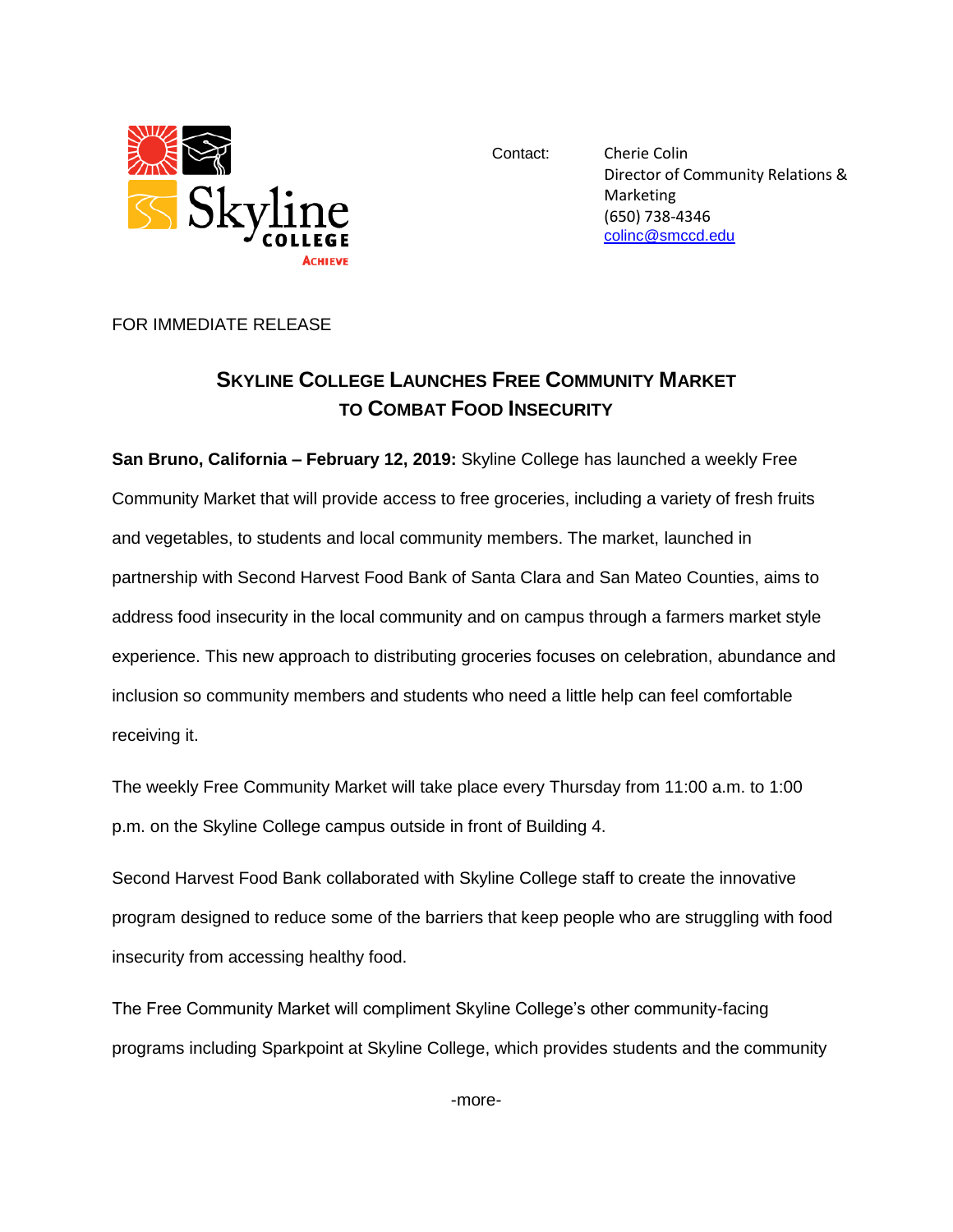Skyline College
Achieve

Contact: Cherie Colin
Director of Community Relations & Marketing
(650) 738-4346
colinc@smccd.edu

FOR IMMEDIATE RELEASE

# Skyline College Launches Free Community Market to Combat Food Insecurity

**San Bruno, California – February 12, 2019:** Skyline College has launched a weekly Free Community Market that will provide access to free groceries, including a variety of fresh fruits and vegetables, to students and local community members. The market, launched in partnership with Second Harvest Food Bank of Santa Clara and San Mateo Counties, aims to address food insecurity in the local community and on campus through a farmers market style experience. This new approach to distributing groceries focuses on celebration, abundance and inclusion so community members and students who need a little help can feel comfortable receiving it.

The weekly Free Community Market will take place every Thursday from 11:00 a.m. to 1:00 p.m. on the Skyline College campus outside in front of Building 4.

Second Harvest Food Bank collaborated with Skyline College staff to create the innovative program designed to reduce some of the barriers that keep people who are struggling with food insecurity from accessing healthy food.

The Free Community Market will compliment Skyline College's other community-facing programs including Sparkpoint at Skyline College, which provides students and the community

-more-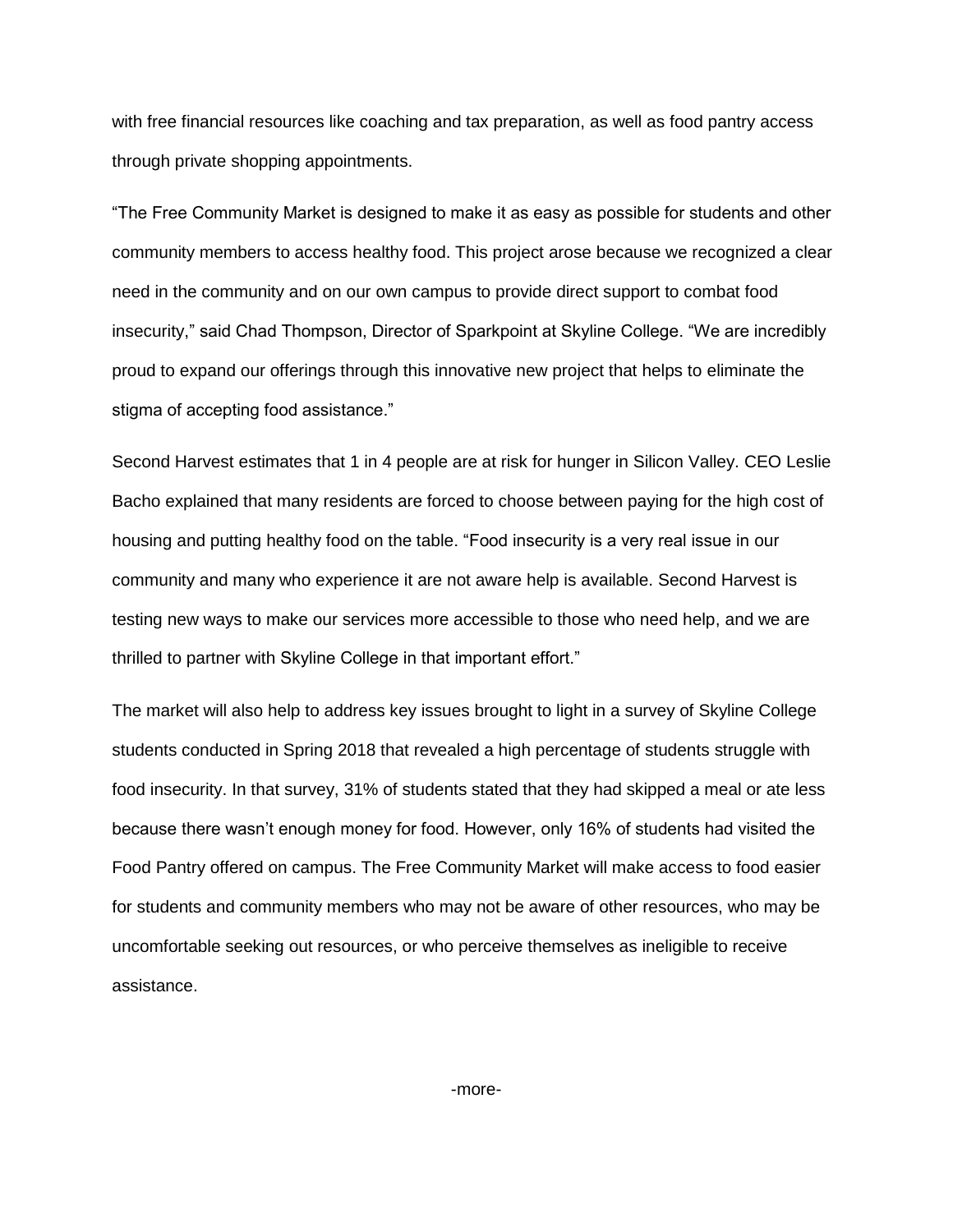with free financial resources like coaching and tax preparation, as well as food pantry access through private shopping appointments.

"The Free Community Market is designed to make it as easy as possible for students and other community members to access healthy food. This project arose because we recognized a clear need in the community and on our own campus to provide direct support to combat food insecurity," said Chad Thompson, Director of Sparkpoint at Skyline College. "We are incredibly proud to expand our offerings through this innovative new project that helps to eliminate the stigma of accepting food assistance."

Second Harvest estimates that 1 in 4 people are at risk for hunger in Silicon Valley. CEO Leslie Bacho explained that many residents are forced to choose between paying for the high cost of housing and putting healthy food on the table. "Food insecurity is a very real issue in our community and many who experience it are not aware help is available. Second Harvest is testing new ways to make our services more accessible to those who need help, and we are thrilled to partner with Skyline College in that important effort."

The market will also help to address key issues brought to light in a survey of Skyline College students conducted in Spring 2018 that revealed a high percentage of students struggle with food insecurity. In that survey, 31% of students stated that they had skipped a meal or ate less because there wasn't enough money for food. However, only 16% of students had visited the Food Pantry offered on campus. The Free Community Market will make access to food easier for students and community members who may not be aware of other resources, who may be uncomfortable seeking out resources, or who perceive themselves as ineligible to receive assistance.

-more-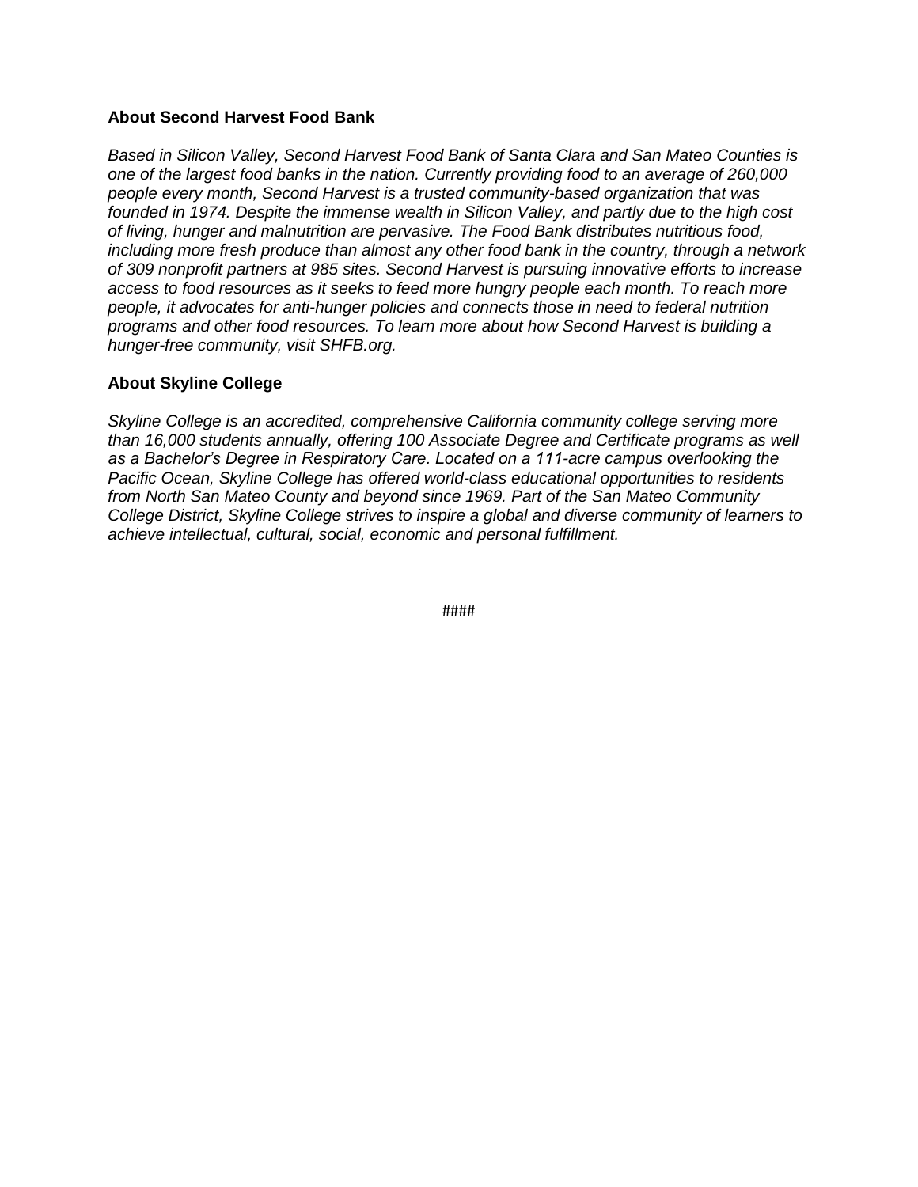**About Second Harvest Food Bank**

*Based in Silicon Valley, Second Harvest Food Bank of Santa Clara and San Mateo Counties is one of the largest food banks in the nation. Currently providing food to an average of 260,000 people every month, Second Harvest is a trusted community-based organization that was founded in 1974. Despite the immense wealth in Silicon Valley, and partly due to the high cost of living, hunger and malnutrition are pervasive. The Food Bank distributes nutritious food, including more fresh produce than almost any other food bank in the country, through a network of 309 nonprofit partners at 985 sites. Second Harvest is pursuing innovative efforts to increase access to food resources as it seeks to feed more hungry people each month. To reach more people, it advocates for anti-hunger policies and connects those in need to federal nutrition programs and other food resources. To learn more about how Second Harvest is building a hunger-free community, visit SHFB.org.*

**About Skyline College**

*Skyline College is an accredited, comprehensive California community college serving more than 16,000 students annually, offering 100 Associate Degree and Certificate programs as well as a Bachelor's Degree in Respiratory Care. Located on a 111-acre campus overlooking the Pacific Ocean, Skyline College has offered world-class educational opportunities to residents from North San Mateo County and beyond since 1969. Part of the San Mateo Community College District, Skyline College strives to inspire a global and diverse community of learners to achieve intellectual, cultural, social, economic and personal fulfillment.*

####